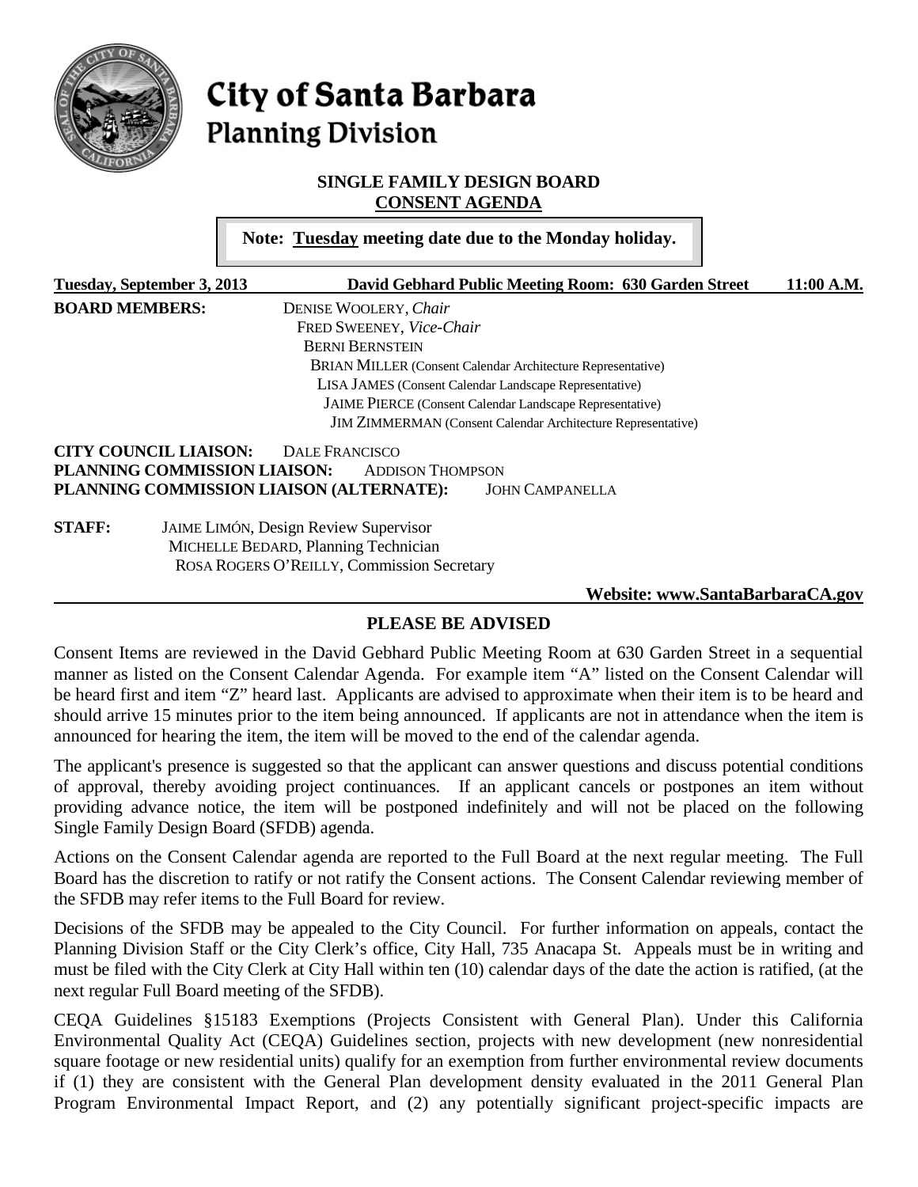# City of Santa Barbara
## Planning Division

### SINGLE FAMILY DESIGN BOARD
### CONSENT AGENDA

**Note: Tuesday meeting date due to the Monday holiday.**

**Tuesday, September 3, 2013** **David Gebhard Public Meeting Room: 630 Garden Street** **11:00 A.M.**

**BOARD MEMBERS:**
DENISE WOOLERY, *Chair*
FRED SWEENEY, *Vice-Chair*
BERNI BERNSTEIN
BRIAN MILLER (Consent Calendar Architecture Representative)
LISA JAMES (Consent Calendar Landscape Representative)
JAIME PIERCE (Consent Calendar Landscape Representative)
JIM ZIMMERMAN (Consent Calendar Architecture Representative)

**CITY COUNCIL LIAISON:** DALE FRANCISCO
**PLANNING COMMISSION LIAISON:** ADDISON THOMPSON
**PLANNING COMMISSION LIAISON (ALTERNATE):** JOHN CAMPANELLA

**STAFF:**
JAIME LIMÓN, Design Review Supervisor
MICHELLE BEDARD, Planning Technician
ROSA ROGERS O'REILLY, Commission Secretary

**Website: www.SantaBarbaraCA.gov**

### PLEASE BE ADVISED

Consent Items are reviewed in the David Gebhard Public Meeting Room at 630 Garden Street in a sequential manner as listed on the Consent Calendar Agenda. For example item "A" listed on the Consent Calendar will be heard first and item "Z" heard last. Applicants are advised to approximate when their item is to be heard and should arrive 15 minutes prior to the item being announced. If applicants are not in attendance when the item is announced for hearing the item, the item will be moved to the end of the calendar agenda.

The applicant's presence is suggested so that the applicant can answer questions and discuss potential conditions of approval, thereby avoiding project continuances. If an applicant cancels or postpones an item without providing advance notice, the item will be postponed indefinitely and will not be placed on the following Single Family Design Board (SFDB) agenda.

Actions on the Consent Calendar agenda are reported to the Full Board at the next regular meeting. The Full Board has the discretion to ratify or not ratify the Consent actions. The Consent Calendar reviewing member of the SFDB may refer items to the Full Board for review.

Decisions of the SFDB may be appealed to the City Council. For further information on appeals, contact the Planning Division Staff or the City Clerk's office, City Hall, 735 Anacapa St. Appeals must be in writing and must be filed with the City Clerk at City Hall within ten (10) calendar days of the date the action is ratified, (at the next regular Full Board meeting of the SFDB).

CEQA Guidelines §15183 Exemptions (Projects Consistent with General Plan). Under this California Environmental Quality Act (CEQA) Guidelines section, projects with new development (new nonresidential square footage or new residential units) qualify for an exemption from further environmental review documents if (1) they are consistent with the General Plan development density evaluated in the 2011 General Plan Program Environmental Impact Report, and (2) any potentially significant project-specific impacts are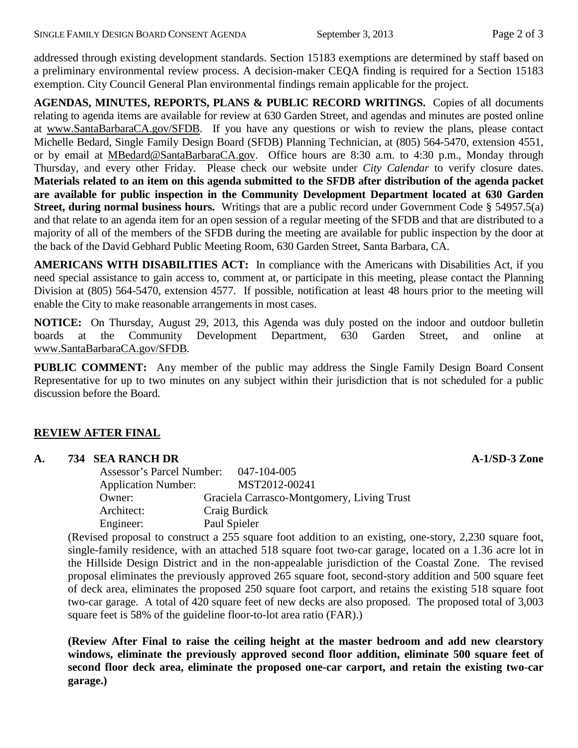addressed through existing development standards. Section 15183 exemptions are determined by staff based on a preliminary environmental review process. A decision-maker CEQA finding is required for a Section 15183 exemption. City Council General Plan environmental findings remain applicable for the project.

**AGENDAS, MINUTES, REPORTS, PLANS & PUBLIC RECORD WRITINGS.** Copies of all documents relating to agenda items are available for review at 630 Garden Street, and agendas and minutes are posted online at www.SantaBarbaraCA.gov/SFDB. If you have any questions or wish to review the plans, please contact Michelle Bedard, Single Family Design Board (SFDB) Planning Technician, at (805) 564-5470, extension 4551, or by email at MBedard@SantaBarbaraCA.gov. Office hours are 8:30 a.m. to 4:30 p.m., Monday through Thursday, and every other Friday. Please check our website under *City Calendar* to verify closure dates. **Materials related to an item on this agenda submitted to the SFDB after distribution of the agenda packet are available for public inspection in the Community Development Department located at 630 Garden Street, during normal business hours.** Writings that are a public record under Government Code § 54957.5(a) and that relate to an agenda item for an open session of a regular meeting of the SFDB and that are distributed to a majority of all of the members of the SFDB during the meeting are available for public inspection by the door at the back of the David Gebhard Public Meeting Room, 630 Garden Street, Santa Barbara, CA.

**AMERICANS WITH DISABILITIES ACT:** In compliance with the Americans with Disabilities Act, if you need special assistance to gain access to, comment at, or participate in this meeting, please contact the Planning Division at (805) 564-5470, extension 4577. If possible, notification at least 48 hours prior to the meeting will enable the City to make reasonable arrangements in most cases.

**NOTICE:** On Thursday, August 29, 2013, this Agenda was duly posted on the indoor and outdoor bulletin boards at the Community Development Department, 630 Garden Street, and online at www.SantaBarbaraCA.gov/SFDB.

**PUBLIC COMMENT:** Any member of the public may address the Single Family Design Board Consent Representative for up to two minutes on any subject within their jurisdiction that is not scheduled for a public discussion before the Board.

## REVIEW AFTER FINAL

**A. 734 SEA RANCH DR** **A-1/SD-3 Zone**

Assessor's Parcel Number: 047-104-005
Application Number: MST2012-00241
Owner: Graciela Carrasco-Montgomery, Living Trust
Architect: Craig Burdick
Engineer: Paul Spieler

(Revised proposal to construct a 255 square foot addition to an existing, one-story, 2,230 square foot, single-family residence, with an attached 518 square foot two-car garage, located on a 1.36 acre lot in the Hillside Design District and in the non-appealable jurisdiction of the Coastal Zone. The revised proposal eliminates the previously approved 265 square foot, second-story addition and 500 square feet of deck area, eliminates the proposed 250 square foot carport, and retains the existing 518 square foot two-car garage. A total of 420 square feet of new decks are also proposed. The proposed total of 3,003 square feet is 58% of the guideline floor-to-lot area ratio (FAR).)

**(Review After Final to raise the ceiling height at the master bedroom and add new clearstory windows, eliminate the previously approved second floor addition, eliminate 500 square feet of second floor deck area, eliminate the proposed one-car carport, and retain the existing two-car garage.)**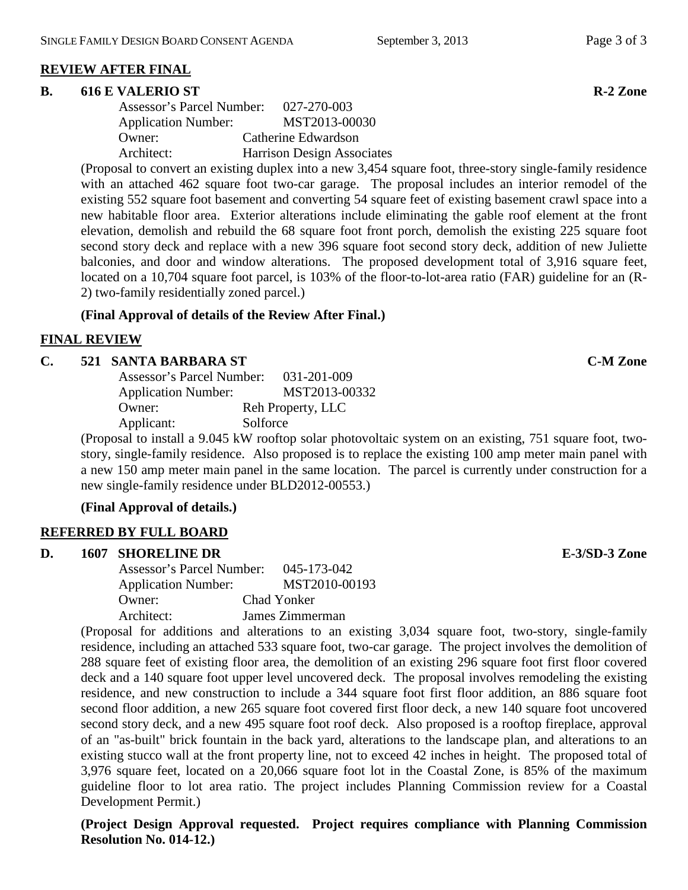## REVIEW AFTER FINAL

### B. 616 E VALERIO ST — R-2 Zone

Assessor's Parcel Number: 027-270-003
Application Number: MST2013-00030
Owner: Catherine Edwardson
Architect: Harrison Design Associates

(Proposal to convert an existing duplex into a new 3,454 square foot, three-story single-family residence with an attached 462 square foot two-car garage. The proposal includes an interior remodel of the existing 552 square foot basement and converting 54 square feet of existing basement crawl space into a new habitable floor area. Exterior alterations include eliminating the gable roof element at the front elevation, demolish and rebuild the 68 square foot front porch, demolish the existing 225 square foot second story deck and replace with a new 396 square foot second story deck, addition of new Juliette balconies, and door and window alterations. The proposed development total of 3,916 square feet, located on a 10,704 square foot parcel, is 103% of the floor-to-lot-area ratio (FAR) guideline for an (R-2) two-family residentially zoned parcel.)

**(Final Approval of details of the Review After Final.)**

## FINAL REVIEW

### C. 521 SANTA BARBARA ST — C-M Zone

Assessor's Parcel Number: 031-201-009
Application Number: MST2013-00332
Owner: Reh Property, LLC
Applicant: Solforce

(Proposal to install a 9.045 kW rooftop solar photovoltaic system on an existing, 751 square foot, two-story, single-family residence. Also proposed is to replace the existing 100 amp meter main panel with a new 150 amp meter main panel in the same location. The parcel is currently under construction for a new single-family residence under BLD2012-00553.)

**(Final Approval of details.)**

## REFERRED BY FULL BOARD

### D. 1607 SHORELINE DR — E-3/SD-3 Zone

Assessor's Parcel Number: 045-173-042
Application Number: MST2010-00193
Owner: Chad Yonker
Architect: James Zimmerman

(Proposal for additions and alterations to an existing 3,034 square foot, two-story, single-family residence, including an attached 533 square foot, two-car garage. The project involves the demolition of 288 square feet of existing floor area, the demolition of an existing 296 square foot first floor covered deck and a 140 square foot upper level uncovered deck. The proposal involves remodeling the existing residence, and new construction to include a 344 square foot first floor addition, an 886 square foot second floor addition, a new 265 square foot covered first floor deck, a new 140 square foot uncovered second story deck, and a new 495 square foot roof deck. Also proposed is a rooftop fireplace, approval of an "as-built" brick fountain in the back yard, alterations to the landscape plan, and alterations to an existing stucco wall at the front property line, not to exceed 42 inches in height. The proposed total of 3,976 square feet, located on a 20,066 square foot lot in the Coastal Zone, is 85% of the maximum guideline floor to lot area ratio. The project includes Planning Commission review for a Coastal Development Permit.)

**(Project Design Approval requested. Project requires compliance with Planning Commission Resolution No. 014-12.)**